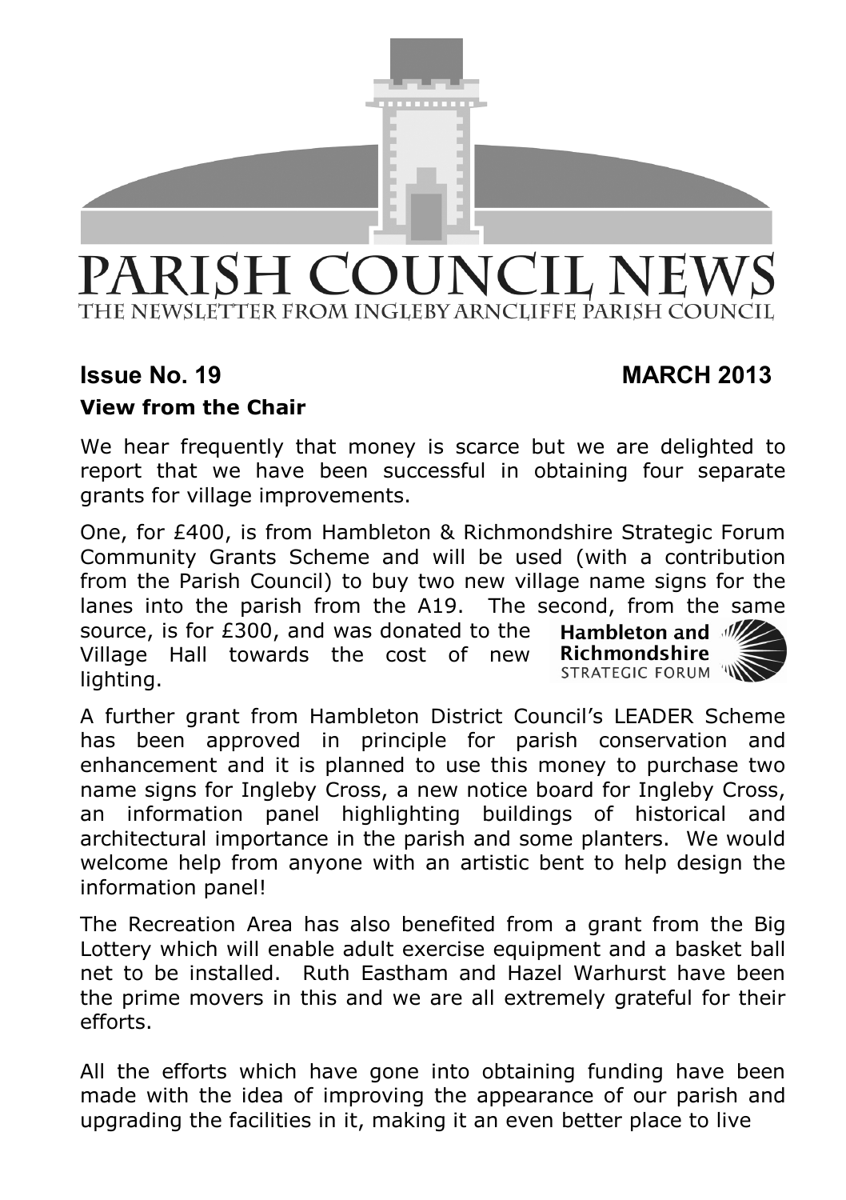# PARISH COUNCIL NEWS

THE NEWSLETTER FROM INGLEBY ARNCLIFFE PARISH COUNCIL

**Issue No. 19** **MARCH 2013**

## View from the Chair

We hear frequently that money is scarce but we are delighted to report that we have been successful in obtaining four separate grants for village improvements.

One, for £400, is from Hambleton & Richmondshire Strategic Forum Community Grants Scheme and will be used (with a contribution from the Parish Council) to buy two new village name signs for the lanes into the parish from the A19. The second, from the same source, is for £300, and was donated to the Village Hall towards the cost of new lighting.

Hambleton and Richmondshire STRATEGIC FORUM

A further grant from Hambleton District Council's LEADER Scheme has been approved in principle for parish conservation and enhancement and it is planned to use this money to purchase two name signs for Ingleby Cross, a new notice board for Ingleby Cross, an information panel highlighting buildings of historical and architectural importance in the parish and some planters. We would welcome help from anyone with an artistic bent to help design the information panel!

The Recreation Area has also benefited from a grant from the Big Lottery which will enable adult exercise equipment and a basket ball net to be installed. Ruth Eastham and Hazel Warhurst have been the prime movers in this and we are all extremely grateful for their efforts.

All the efforts which have gone into obtaining funding have been made with the idea of improving the appearance of our parish and upgrading the facilities in it, making it an even better place to live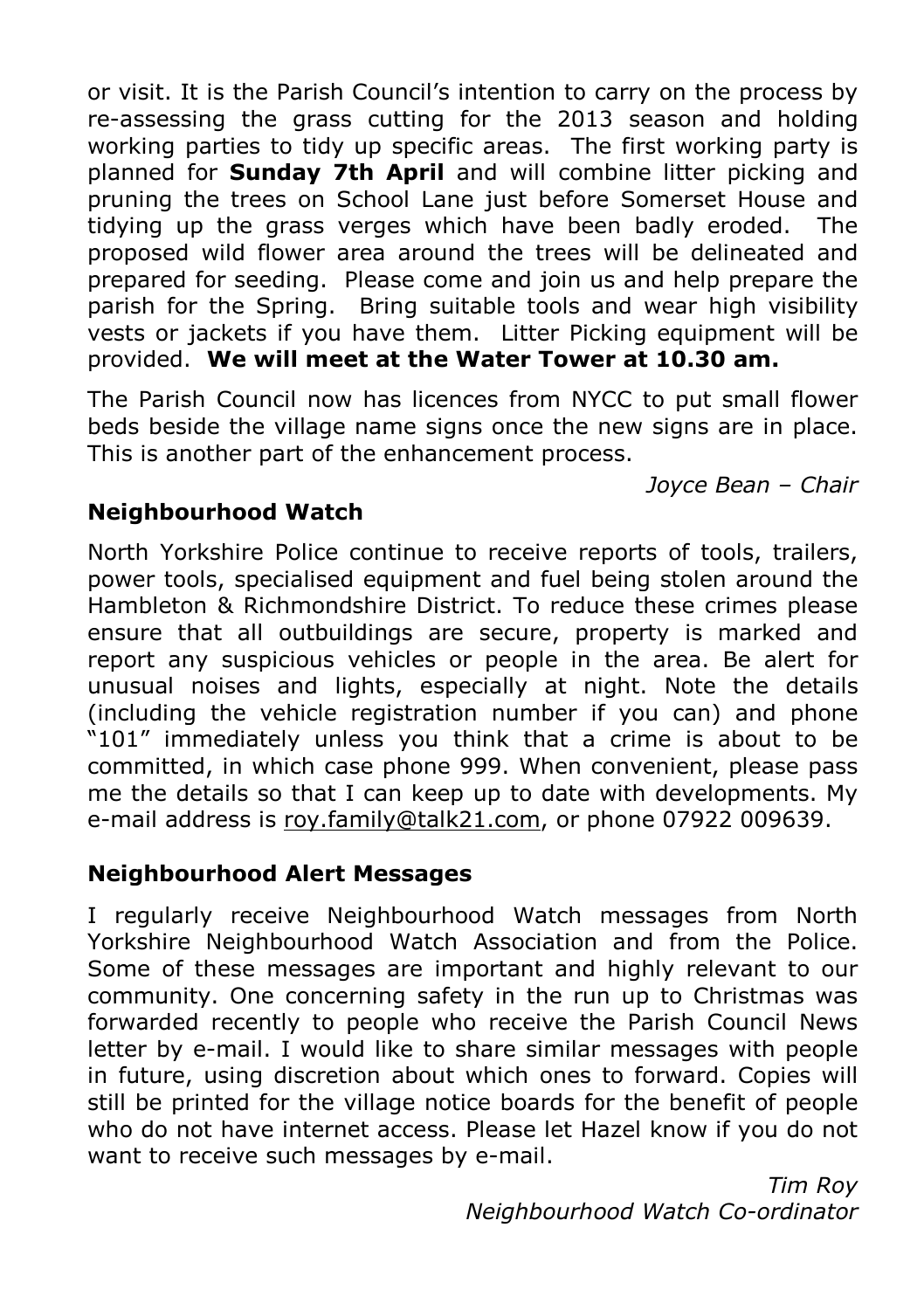or visit. It is the Parish Council's intention to carry on the process by re-assessing the grass cutting for the 2013 season and holding working parties to tidy up specific areas. The first working party is planned for **Sunday 7th April** and will combine litter picking and pruning the trees on School Lane just before Somerset House and tidying up the grass verges which have been badly eroded. The proposed wild flower area around the trees will be delineated and prepared for seeding. Please come and join us and help prepare the parish for the Spring. Bring suitable tools and wear high visibility vests or jackets if you have them. Litter Picking equipment will be provided. **We will meet at the Water Tower at 10.30 am.**

The Parish Council now has licences from NYCC to put small flower beds beside the village name signs once the new signs are in place. This is another part of the enhancement process.

*Joyce Bean – Chair*

## Neighbourhood Watch

North Yorkshire Police continue to receive reports of tools, trailers, power tools, specialised equipment and fuel being stolen around the Hambleton & Richmondshire District. To reduce these crimes please ensure that all outbuildings are secure, property is marked and report any suspicious vehicles or people in the area. Be alert for unusual noises and lights, especially at night. Note the details (including the vehicle registration number if you can) and phone "101" immediately unless you think that a crime is about to be committed, in which case phone 999. When convenient, please pass me the details so that I can keep up to date with developments. My e-mail address is roy.family@talk21.com, or phone 07922 009639.

## Neighbourhood Alert Messages

I regularly receive Neighbourhood Watch messages from North Yorkshire Neighbourhood Watch Association and from the Police. Some of these messages are important and highly relevant to our community. One concerning safety in the run up to Christmas was forwarded recently to people who receive the Parish Council News letter by e-mail. I would like to share similar messages with people in future, using discretion about which ones to forward. Copies will still be printed for the village notice boards for the benefit of people who do not have internet access. Please let Hazel know if you do not want to receive such messages by e-mail.

*Tim Roy*
*Neighbourhood Watch Co-ordinator*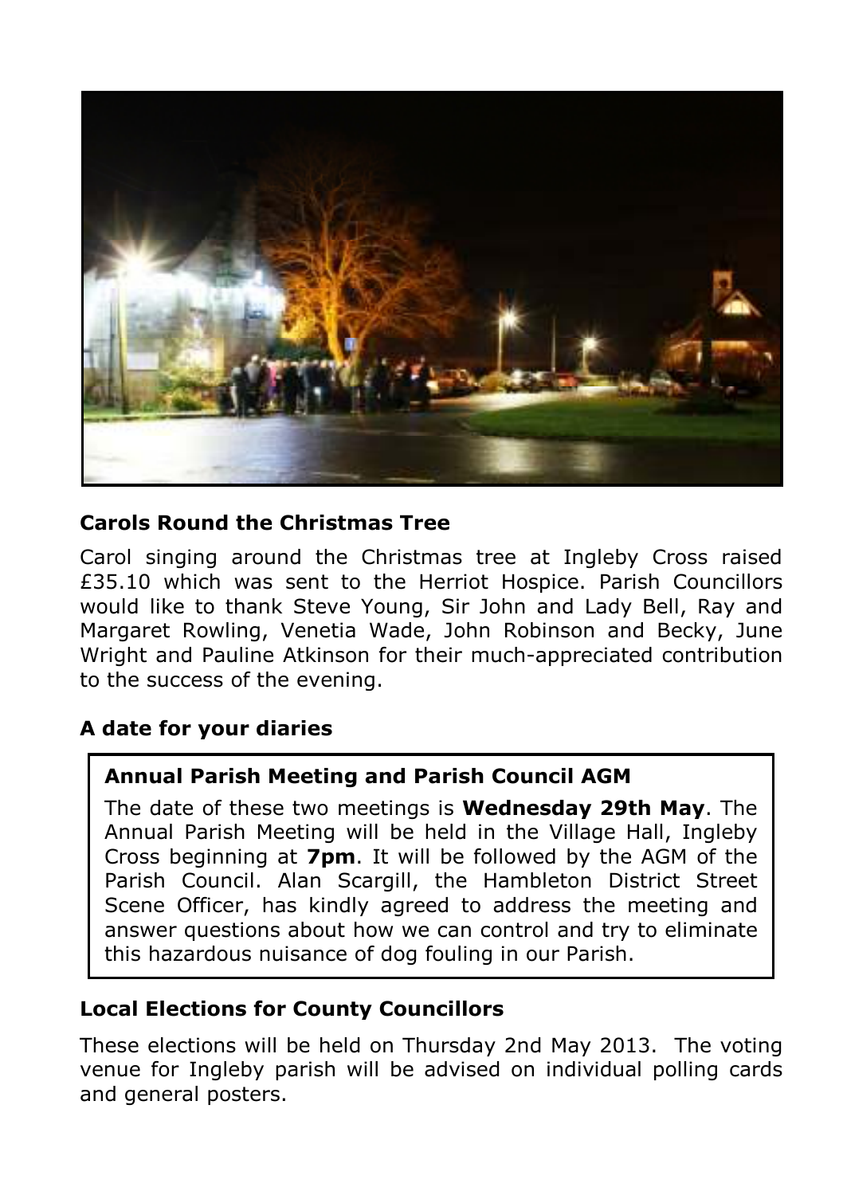## Carols Round the Christmas Tree

Carol singing around the Christmas tree at Ingleby Cross raised £35.10 which was sent to the Herriot Hospice. Parish Councillors would like to thank Steve Young, Sir John and Lady Bell, Ray and Margaret Rowling, Venetia Wade, John Robinson and Becky, June Wright and Pauline Atkinson for their much-appreciated contribution to the success of the evening.

## A date for your diaries

### Annual Parish Meeting and Parish Council AGM

The date of these two meetings is **Wednesday 29th May**. The Annual Parish Meeting will be held in the Village Hall, Ingleby Cross beginning at **7pm**. It will be followed by the AGM of the Parish Council. Alan Scargill, the Hambleton District Street Scene Officer, has kindly agreed to address the meeting and answer questions about how we can control and try to eliminate this hazardous nuisance of dog fouling in our Parish.

## Local Elections for County Councillors

These elections will be held on Thursday 2nd May 2013. The voting venue for Ingleby parish will be advised on individual polling cards and general posters.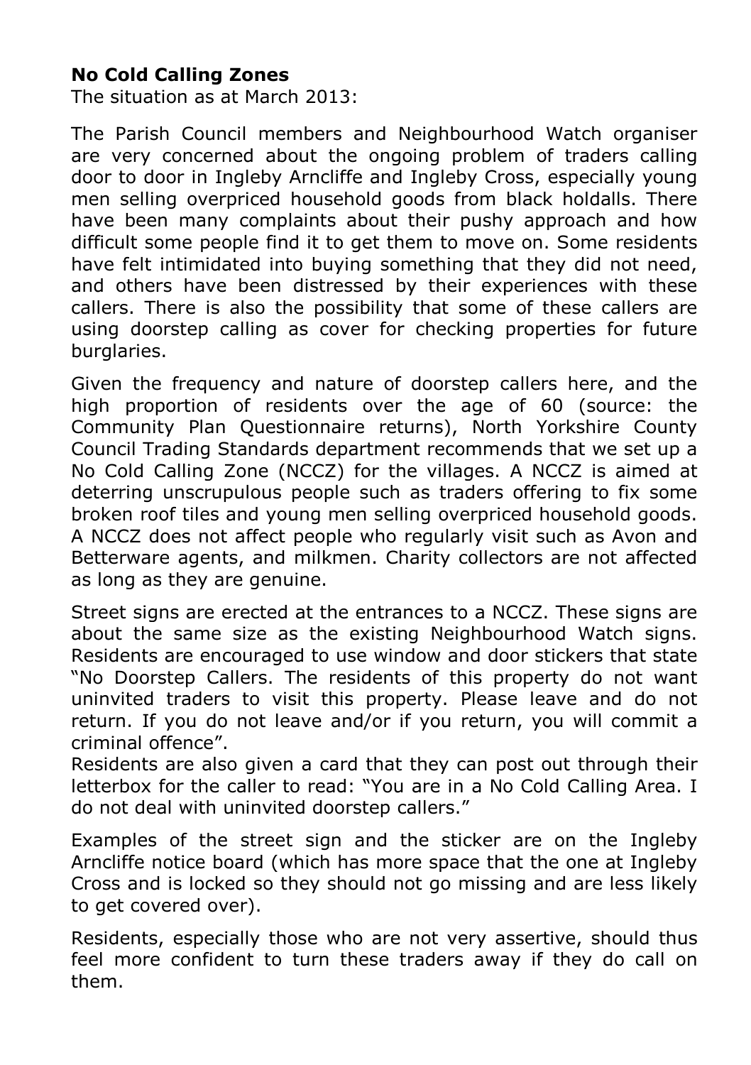**No Cold Calling Zones**

The situation as at March 2013:

The Parish Council members and Neighbourhood Watch organiser are very concerned about the ongoing problem of traders calling door to door in Ingleby Arncliffe and Ingleby Cross, especially young men selling overpriced household goods from black holdalls. There have been many complaints about their pushy approach and how difficult some people find it to get them to move on. Some residents have felt intimidated into buying something that they did not need, and others have been distressed by their experiences with these callers. There is also the possibility that some of these callers are using doorstep calling as cover for checking properties for future burglaries.

Given the frequency and nature of doorstep callers here, and the high proportion of residents over the age of 60 (source: the Community Plan Questionnaire returns), North Yorkshire County Council Trading Standards department recommends that we set up a No Cold Calling Zone (NCCZ) for the villages. A NCCZ is aimed at deterring unscrupulous people such as traders offering to fix some broken roof tiles and young men selling overpriced household goods. A NCCZ does not affect people who regularly visit such as Avon and Betterware agents, and milkmen. Charity collectors are not affected as long as they are genuine.

Street signs are erected at the entrances to a NCCZ. These signs are about the same size as the existing Neighbourhood Watch signs. Residents are encouraged to use window and door stickers that state "No Doorstep Callers. The residents of this property do not want uninvited traders to visit this property. Please leave and do not return. If you do not leave and/or if you return, you will commit a criminal offence".

Residents are also given a card that they can post out through their letterbox for the caller to read: "You are in a No Cold Calling Area. I do not deal with uninvited doorstep callers."

Examples of the street sign and the sticker are on the Ingleby Arncliffe notice board (which has more space that the one at Ingleby Cross and is locked so they should not go missing and are less likely to get covered over).

Residents, especially those who are not very assertive, should thus feel more confident to turn these traders away if they do call on them.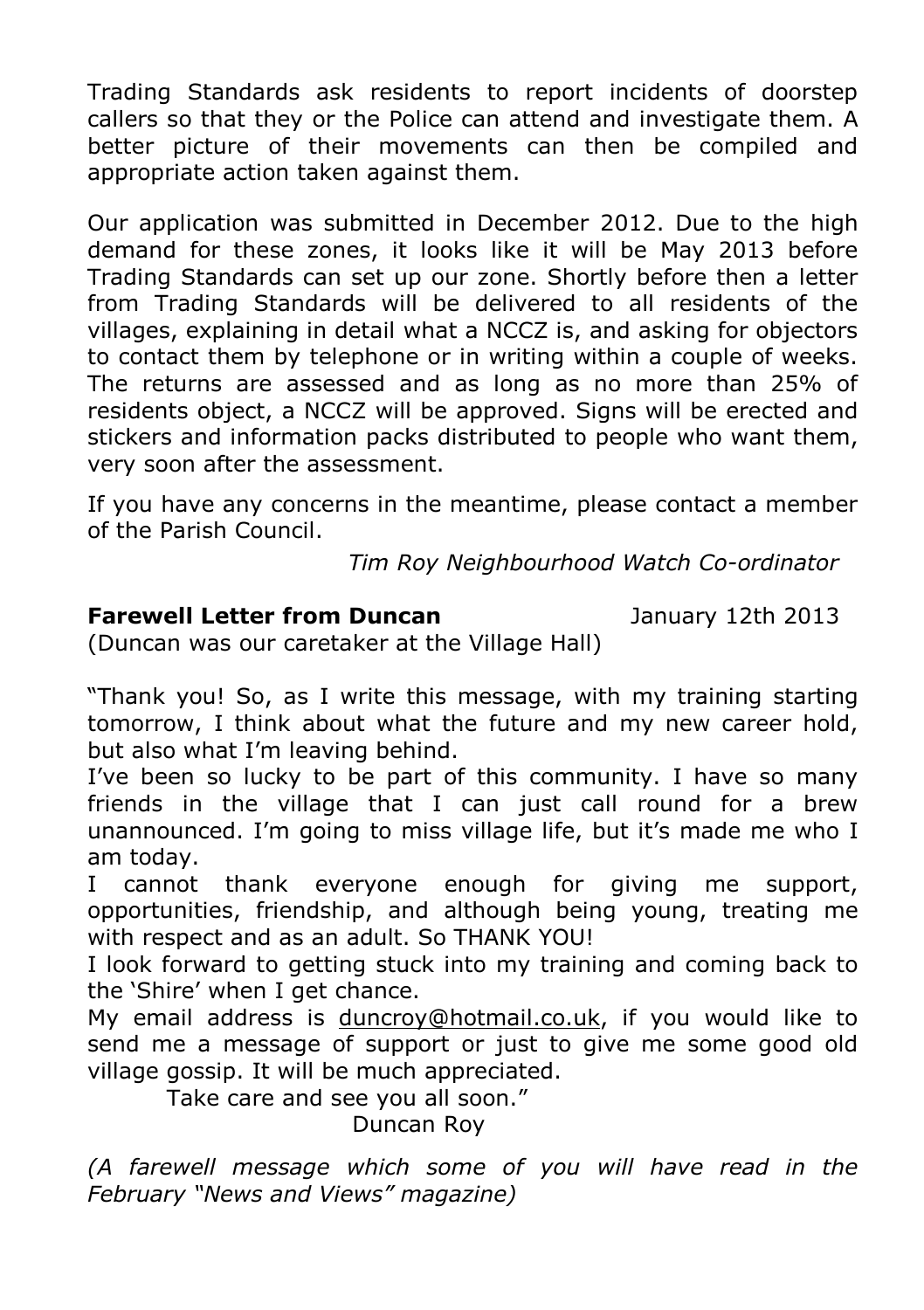Trading Standards ask residents to report incidents of doorstep callers so that they or the Police can attend and investigate them. A better picture of their movements can then be compiled and appropriate action taken against them.

Our application was submitted in December 2012. Due to the high demand for these zones, it looks like it will be May 2013 before Trading Standards can set up our zone. Shortly before then a letter from Trading Standards will be delivered to all residents of the villages, explaining in detail what a NCCZ is, and asking for objectors to contact them by telephone or in writing within a couple of weeks. The returns are assessed and as long as no more than 25% of residents object, a NCCZ will be approved. Signs will be erected and stickers and information packs distributed to people who want them, very soon after the assessment.

If you have any concerns in the meantime, please contact a member of the Parish Council.

*Tim Roy Neighbourhood Watch Co-ordinator*

**Farewell Letter from Duncan** January 12th 2013

(Duncan was our caretaker at the Village Hall)

"Thank you! So, as I write this message, with my training starting tomorrow, I think about what the future and my new career hold, but also what I'm leaving behind.

I've been so lucky to be part of this community. I have so many friends in the village that I can just call round for a brew unannounced. I'm going to miss village life, but it's made me who I am today.

I cannot thank everyone enough for giving me support, opportunities, friendship, and although being young, treating me with respect and as an adult. So THANK YOU!

I look forward to getting stuck into my training and coming back to the 'Shire' when I get chance.

My email address is duncroy@hotmail.co.uk, if you would like to send me a message of support or just to give me some good old village gossip. It will be much appreciated.

Take care and see you all soon."

Duncan Roy

*(A farewell message which some of you will have read in the February "News and Views" magazine)*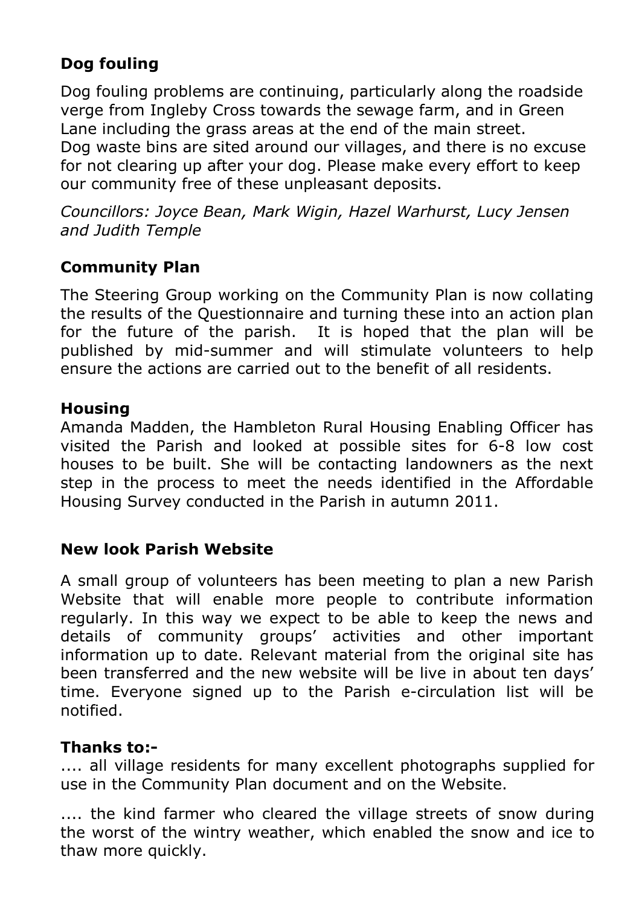## Dog fouling

Dog fouling problems are continuing, particularly along the roadside verge from Ingleby Cross towards the sewage farm, and in Green Lane including the grass areas at the end of the main street.
Dog waste bins are sited around our villages, and there is no excuse for not clearing up after your dog. Please make every effort to keep our community free of these unpleasant deposits.

*Councillors: Joyce Bean, Mark Wigin, Hazel Warhurst, Lucy Jensen and Judith Temple*

## Community Plan

The Steering Group working on the Community Plan is now collating the results of the Questionnaire and turning these into an action plan for the future of the parish. It is hoped that the plan will be published by mid-summer and will stimulate volunteers to help ensure the actions are carried out to the benefit of all residents.

## Housing

Amanda Madden, the Hambleton Rural Housing Enabling Officer has visited the Parish and looked at possible sites for 6-8 low cost houses to be built. She will be contacting landowners as the next step in the process to meet the needs identified in the Affordable Housing Survey conducted in the Parish in autumn 2011.

## New look Parish Website

A small group of volunteers has been meeting to plan a new Parish Website that will enable more people to contribute information regularly. In this way we expect to be able to keep the news and details of community groups' activities and other important information up to date. Relevant material from the original site has been transferred and the new website will be live in about ten days' time. Everyone signed up to the Parish e-circulation list will be notified.

## Thanks to:-

.... all village residents for many excellent photographs supplied for use in the Community Plan document and on the Website.

.... the kind farmer who cleared the village streets of snow during the worst of the wintry weather, which enabled the snow and ice to thaw more quickly.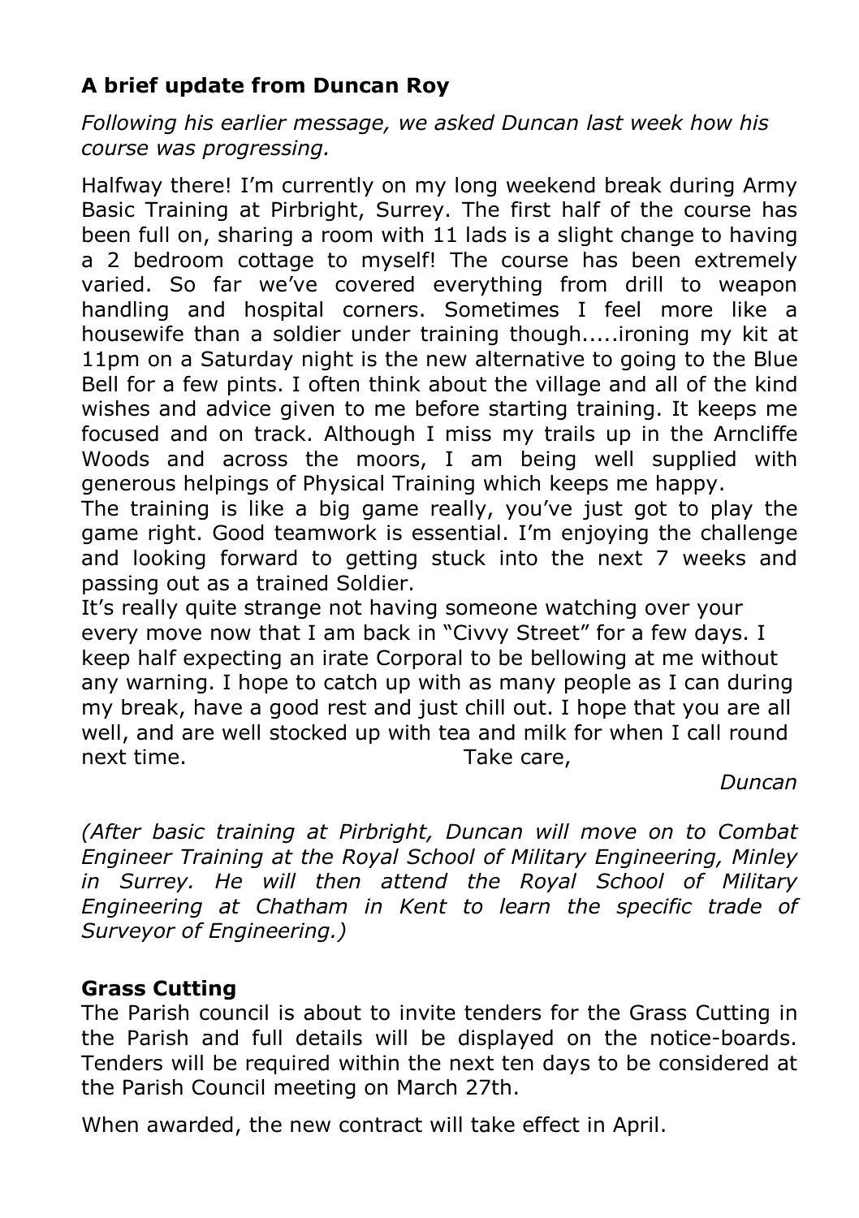### **A brief update from Duncan Roy**

*Following his earlier message, we asked Duncan last week how his course was progressing.*

Halfway there! I'm currently on my long weekend break during Army Basic Training at Pirbright, Surrey. The first half of the course has been full on, sharing a room with 11 lads is a slight change to having a 2 bedroom cottage to myself! The course has been extremely varied. So far we've covered everything from drill to weapon handling and hospital corners. Sometimes I feel more like a housewife than a soldier under training though.....ironing my kit at 11pm on a Saturday night is the new alternative to going to the Blue Bell for a few pints. I often think about the village and all of the kind wishes and advice given to me before starting training. It keeps me focused and on track. Although I miss my trails up in the Arncliffe Woods and across the moors, I am being well supplied with generous helpings of Physical Training which keeps me happy.

The training is like a big game really, you've just got to play the game right. Good teamwork is essential. I'm enjoying the challenge and looking forward to getting stuck into the next 7 weeks and passing out as a trained Soldier.

It's really quite strange not having someone watching over your every move now that I am back in "Civvy Street" for a few days. I keep half expecting an irate Corporal to be bellowing at me without any warning. I hope to catch up with as many people as I can during my break, have a good rest and just chill out. I hope that you are all well, and are well stocked up with tea and milk for when I call round next time. Take care,

*Duncan*

*(After basic training at Pirbright, Duncan will move on to Combat Engineer Training at the Royal School of Military Engineering, Minley in Surrey. He will then attend the Royal School of Military Engineering at Chatham in Kent to learn the specific trade of Surveyor of Engineering.)*

### **Grass Cutting**

The Parish council is about to invite tenders for the Grass Cutting in the Parish and full details will be displayed on the notice-boards. Tenders will be required within the next ten days to be considered at the Parish Council meeting on March 27th.

When awarded, the new contract will take effect in April.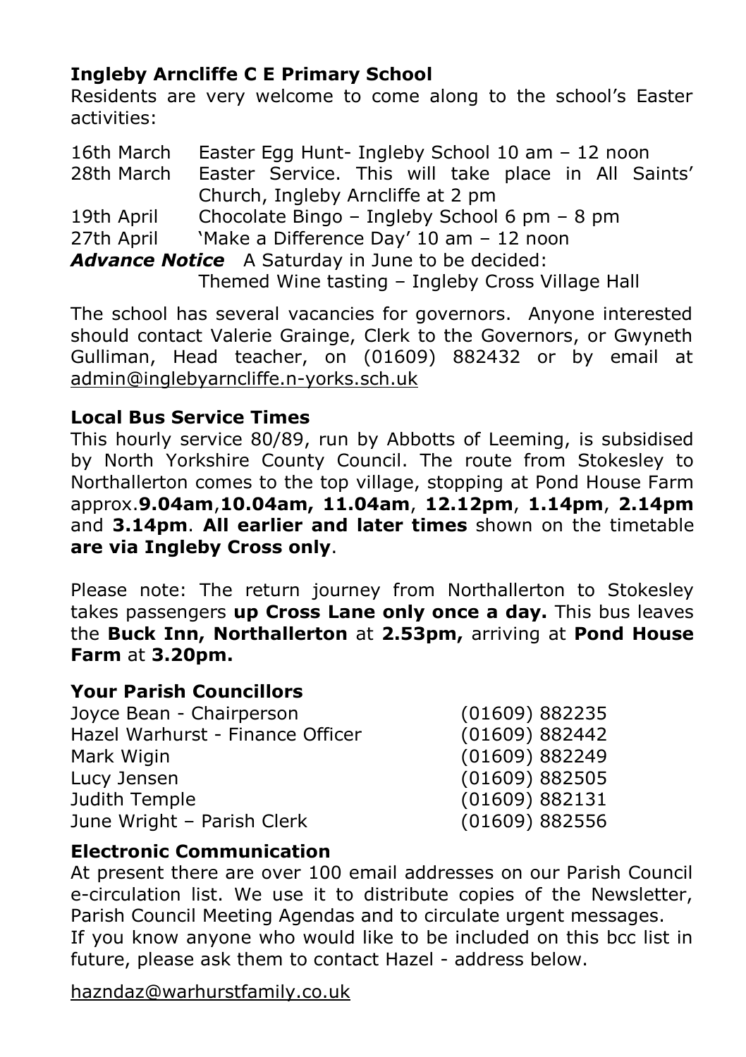### Ingleby Arncliffe C E Primary School

Residents are very welcome to come along to the school's Easter activities:

| | |
|---|---|
| 16th March | Easter Egg Hunt- Ingleby School 10 am – 12 noon |
| 28th March | Easter Service. This will take place in All Saints' Church, Ingleby Arncliffe at 2 pm |
| 19th April | Chocolate Bingo – Ingleby School 6 pm – 8 pm |
| 27th April | 'Make a Difference Day' 10 am – 12 noon |

***Advance Notice*** A Saturday in June to be decided:
Themed Wine tasting – Ingleby Cross Village Hall

The school has several vacancies for governors. Anyone interested should contact Valerie Grainge, Clerk to the Governors, or Gwyneth Gulliman, Head teacher, on (01609) 882432 or by email at admin@inglebyarncliffe.n-yorks.sch.uk

### Local Bus Service Times

This hourly service 80/89, run by Abbotts of Leeming, is subsidised by North Yorkshire County Council. The route from Stokesley to Northallerton comes to the top village, stopping at Pond House Farm approx.**9.04am**,**10.04am, 11.04am**, **12.12pm**, **1.14pm**, **2.14pm** and **3.14pm**. **All earlier and later times** shown on the timetable **are via Ingleby Cross only**.

Please note: The return journey from Northallerton to Stokesley takes passengers **up Cross Lane only once a day.** This bus leaves the **Buck Inn, Northallerton** at **2.53pm,** arriving at **Pond House Farm** at **3.20pm.**

### Your Parish Councillors

| | |
|---|---|
| Joyce Bean - Chairperson | (01609) 882235 |
| Hazel Warhurst - Finance Officer | (01609) 882442 |
| Mark Wigin | (01609) 882249 |
| Lucy Jensen | (01609) 882505 |
| Judith Temple | (01609) 882131 |
| June Wright – Parish Clerk | (01609) 882556 |

### Electronic Communication

At present there are over 100 email addresses on our Parish Council e-circulation list. We use it to distribute copies of the Newsletter, Parish Council Meeting Agendas and to circulate urgent messages.
If you know anyone who would like to be included on this bcc list in future, please ask them to contact Hazel - address below.

hazndaz@warhurstfamily.co.uk